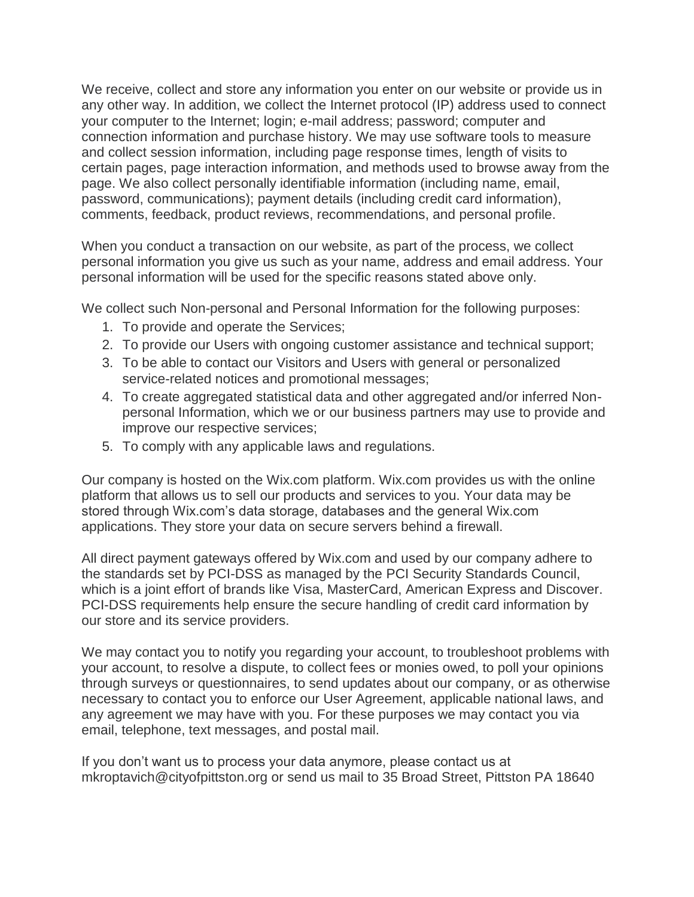We receive, collect and store any information you enter on our website or provide us in any other way. In addition, we collect the Internet protocol (IP) address used to connect your computer to the Internet; login; e-mail address; password; computer and connection information and purchase history. We may use software tools to measure and collect session information, including page response times, length of visits to certain pages, page interaction information, and methods used to browse away from the page. We also collect personally identifiable information (including name, email, password, communications); payment details (including credit card information), comments, feedback, product reviews, recommendations, and personal profile.

When you conduct a transaction on our website, as part of the process, we collect personal information you give us such as your name, address and email address. Your personal information will be used for the specific reasons stated above only.

We collect such Non-personal and Personal Information for the following purposes:

1. To provide and operate the Services;
2. To provide our Users with ongoing customer assistance and technical support;
3. To be able to contact our Visitors and Users with general or personalized service-related notices and promotional messages;
4. To create aggregated statistical data and other aggregated and/or inferred Non-personal Information, which we or our business partners may use to provide and improve our respective services;
5. To comply with any applicable laws and regulations.

Our company is hosted on the Wix.com platform. Wix.com provides us with the online platform that allows us to sell our products and services to you. Your data may be stored through Wix.com's data storage, databases and the general Wix.com applications. They store your data on secure servers behind a firewall.

All direct payment gateways offered by Wix.com and used by our company adhere to the standards set by PCI-DSS as managed by the PCI Security Standards Council, which is a joint effort of brands like Visa, MasterCard, American Express and Discover. PCI-DSS requirements help ensure the secure handling of credit card information by our store and its service providers.

We may contact you to notify you regarding your account, to troubleshoot problems with your account, to resolve a dispute, to collect fees or monies owed, to poll your opinions through surveys or questionnaires, to send updates about our company, or as otherwise necessary to contact you to enforce our User Agreement, applicable national laws, and any agreement we may have with you. For these purposes we may contact you via email, telephone, text messages, and postal mail.

If you don't want us to process your data anymore, please contact us at mkroptavich@cityofpittston.org or send us mail to 35 Broad Street, Pittston PA 18640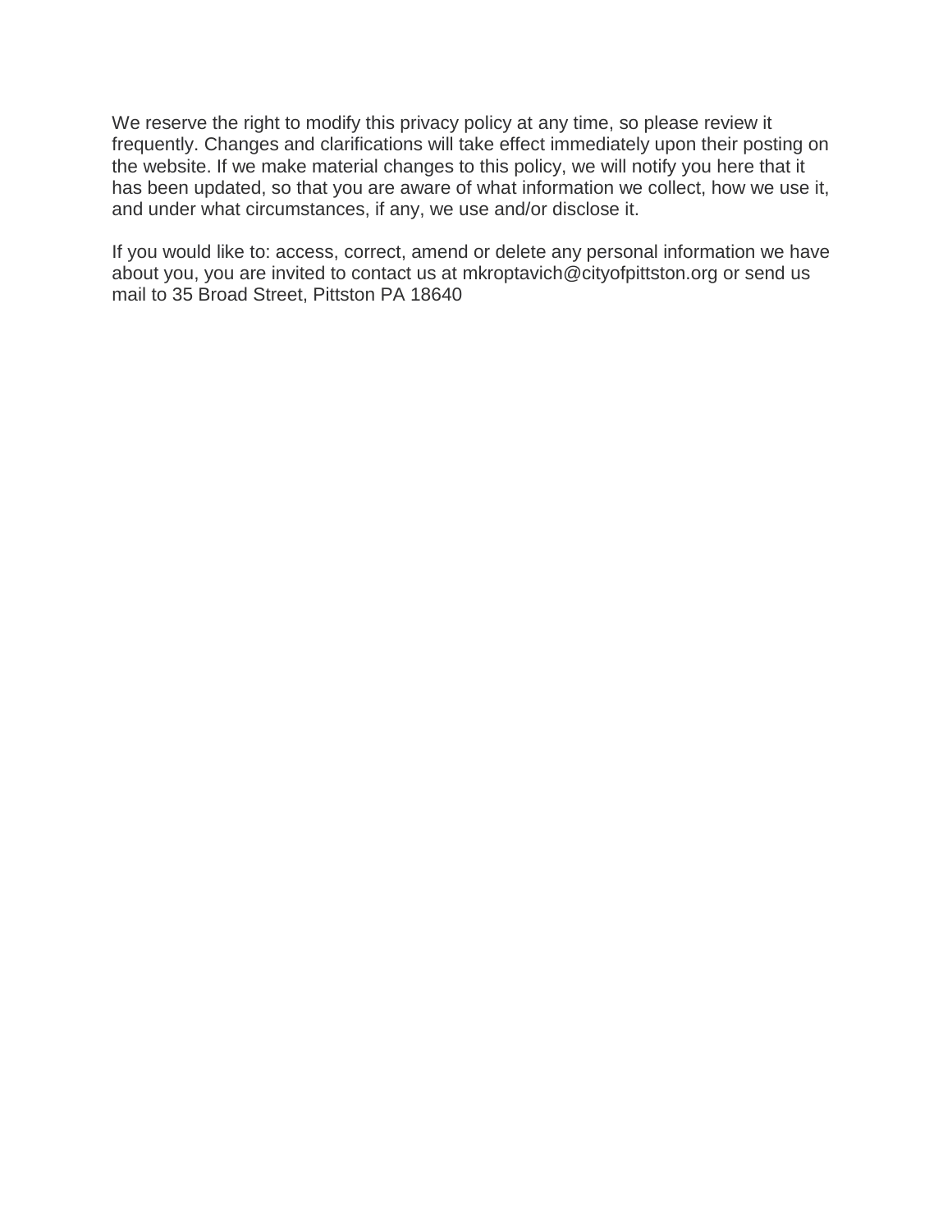We reserve the right to modify this privacy policy at any time, so please review it frequently. Changes and clarifications will take effect immediately upon their posting on the website. If we make material changes to this policy, we will notify you here that it has been updated, so that you are aware of what information we collect, how we use it, and under what circumstances, if any, we use and/or disclose it.

If you would like to: access, correct, amend or delete any personal information we have about you, you are invited to contact us at mkroptavich@cityofpittston.org or send us mail to 35 Broad Street, Pittston PA 18640